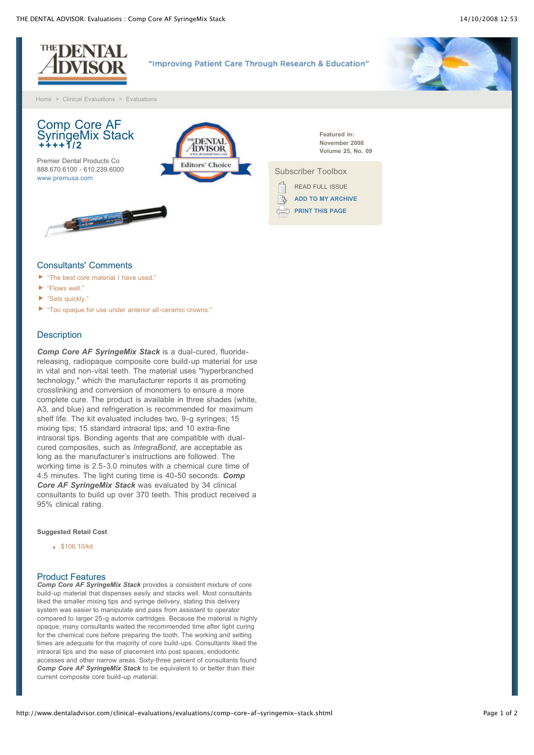Home > Clinical Evaluations > Evaluations

# Comp Core AF SyringeMix Stack

++++1/2

Premier Dental Products Co
888.670.6100 - 610.239.6000
www.premusa.com

Editors' Choice

**Featured in:**
**November 2008**
**Volume 25, No. 09**

Subscriber Toolbox

- READ FULL ISSUE
- ADD TO MY ARCHIVE
- PRINT THIS PAGE

## Consultants' Comments

- "The best core material I have used."
- "Flows well."
- "Sets quickly."
- "Too opaque for use under anterior all-ceramic crowns."

## Description

***Comp Core AF SyringeMix Stack*** is a dual-cured, fluoride-releasing, radiopaque composite core build-up material for use in vital and non-vital teeth. The material uses "hyperbranched technology," which the manufacturer reports it as promoting crosslinking and conversion of monomers to ensure a more complete cure. The product is available in three shades (white, A3, and blue) and refrigeration is recommended for maximum shelf life. The kit evaluated includes two, 9-g syringes; 15 mixing tips; 15 standard intraoral tips; and 10 extra-fine intraoral tips. Bonding agents that are compatible with dual-cured composites, such as *IntegraBond*, are acceptable as long as the manufacturer's instructions are followed. The working time is 2.5-3.0 minutes with a chemical cure time of 4.5 minutes. The light curing time is 40-50 seconds. ***Comp Core AF SyringeMix Stack*** was evaluated by 34 clinical consultants to build up over 370 teeth. This product received a 95% clinical rating.

**Suggested Retail Cost**

- $106.10/kit

## Product Features

***Comp Core AF SyringeMix Stack*** provides a consistent mixture of core build-up material that dispenses easily and stacks well. Most consultants liked the smaller mixing tips and syringe delivery, stating this delivery system was easier to manipulate and pass from assistant to operator compared to larger 25-g automix cartridges. Because the material is highly opaque, many consultants waited the recommended time after light curing for the chemical cure before preparing the tooth. The working and setting times are adequate for the majority of core build-ups. Consultants liked the intraoral tips and the ease of placement into post spaces, endodontic accesses and other narrow areas. Sixty-three percent of consultants found ***Comp Core AF SyringeMix Stack*** to be equivalent to or better than their current composite core build-up material.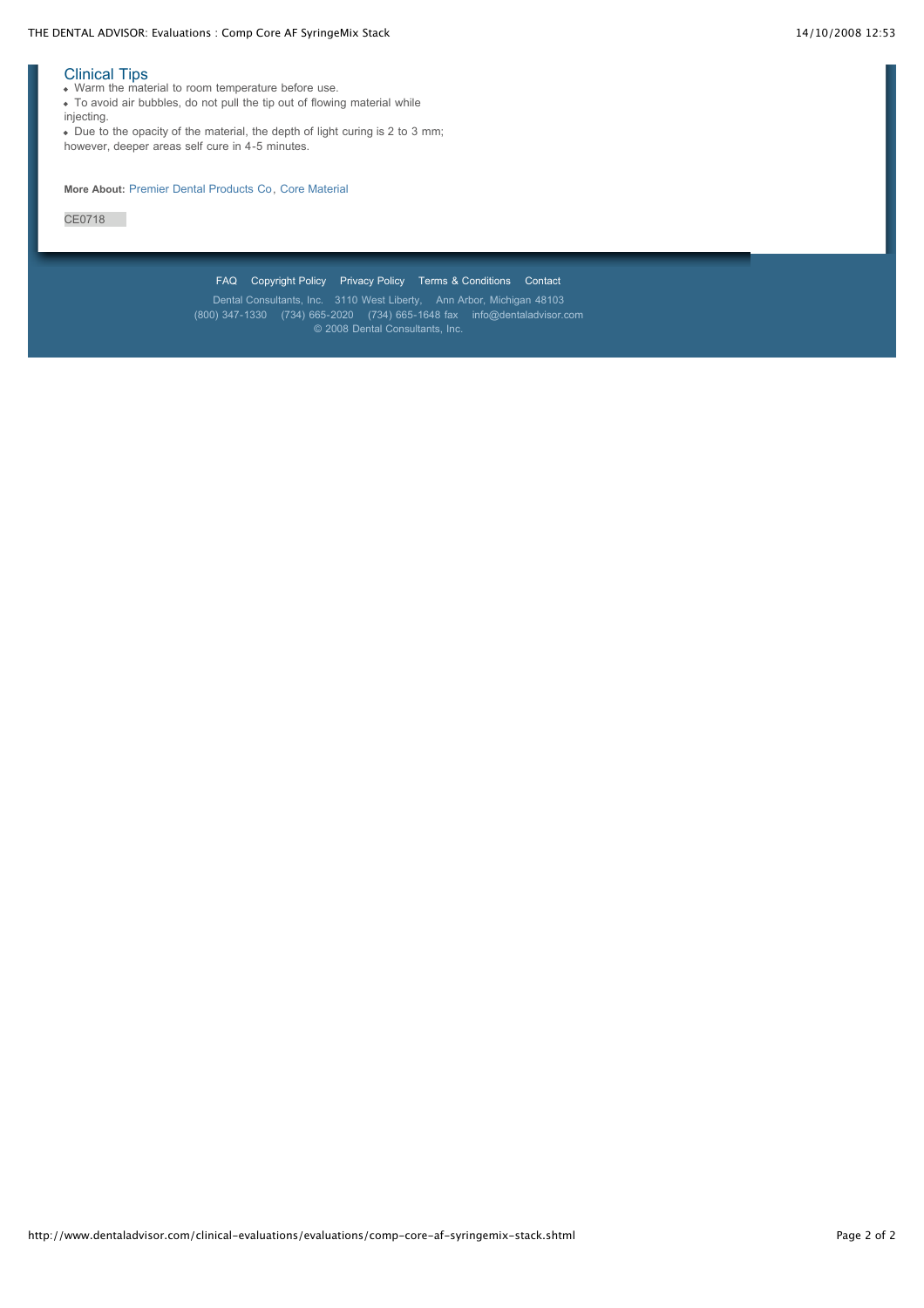## Clinical Tips

- Warm the material to room temperature before use.
- To avoid air bubbles, do not pull the tip out of flowing material while injecting.
- Due to the opacity of the material, the depth of light curing is 2 to 3 mm; however, deeper areas self cure in 4-5 minutes.

**More About:** Premier Dental Products Co, Core Material

CE0718

FAQ Copyright Policy Privacy Policy Terms & Conditions Contact

Dental Consultants, Inc. 3110 West Liberty, Ann Arbor, Michigan 48103
(800) 347-1330 (734) 665-2020 (734) 665-1648 fax info@dentaladvisor.com
© 2008 Dental Consultants, Inc.